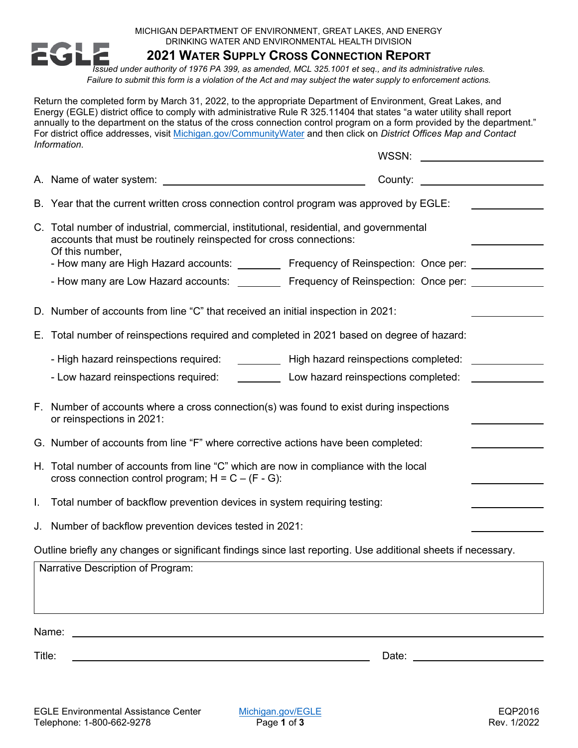MICHIGAN DEPARTMENT OF ENVIRONMENT, GREAT LAKES, AND ENERGY
DRINKING WATER AND ENVIRONMENTAL HEALTH DIVISION

# 2021 WATER SUPPLY CROSS CONNECTION REPORT

*Issued under authority of 1976 PA 399, as amended, MCL 325.1001 et seq., and its administrative rules.*
*Failure to submit this form is a violation of the Act and may subject the water supply to enforcement actions.*

Return the completed form by March 31, 2022, to the appropriate Department of Environment, Great Lakes, and Energy (EGLE) district office to comply with administrative Rule R 325.11404 that states "a water utility shall report annually to the department on the status of the cross connection control program on a form provided by the department." For district office addresses, visit Michigan.gov/CommunityWater and then click on *District Offices Map and Contact Information*.

WSSN: ____________________

A. Name of water system: ______________________________ County: ____________________

B. Year that the current written cross connection control program was approved by EGLE: ____________

C. Total number of industrial, commercial, institutional, residential, and governmental accounts that must be routinely reinspected for cross connections: ____________
Of this number,
- How many are High Hazard accounts: ________ Frequency of Reinspection: Once per: ____________
- How many are Low Hazard accounts: ________ Frequency of Reinspection: Once per: ____________

D. Number of accounts from line "C" that received an initial inspection in 2021: ____________

E. Total number of reinspections required and completed in 2021 based on degree of hazard:
- High hazard reinspections required: ________ High hazard reinspections completed: ____________
- Low hazard reinspections required: ________ Low hazard reinspections completed: ____________

F. Number of accounts where a cross connection(s) was found to exist during inspections or reinspections in 2021: ____________

G. Number of accounts from line "F" where corrective actions have been completed: ____________

H. Total number of accounts from line "C" which are now in compliance with the local cross connection control program; H = C – (F - G): ____________

I. Total number of backflow prevention devices in system requiring testing: ____________

J. Number of backflow prevention devices tested in 2021: ____________

Outline briefly any changes or significant findings since last reporting. Use additional sheets if necessary.

| Narrative Description of Program: |
| --- |
| |

Name: ____________________________________________

Title: ______________________________ Date: ____________________

EGLE Environmental Assistance Center
Telephone: 1-800-662-9278
Michigan.gov/EGLE
EQP2016
Rev. 1/2022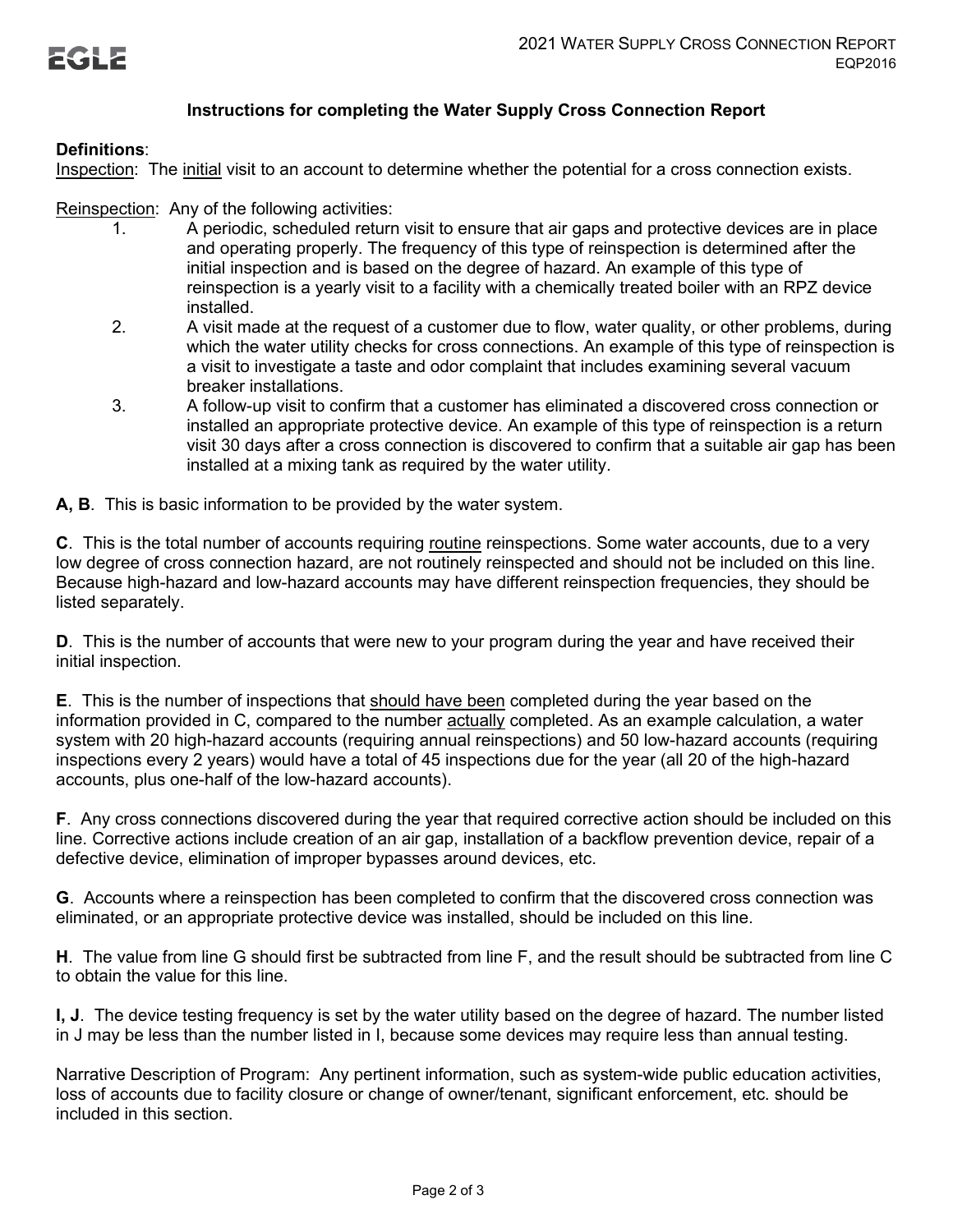### Instructions for completing the Water Supply Cross Connection Report

**Definitions**:

Inspection: The initial visit to an account to determine whether the potential for a cross connection exists.

Reinspection: Any of the following activities:

1. A periodic, scheduled return visit to ensure that air gaps and protective devices are in place and operating properly. The frequency of this type of reinspection is determined after the initial inspection and is based on the degree of hazard. An example of this type of reinspection is a yearly visit to a facility with a chemically treated boiler with an RPZ device installed.
2. A visit made at the request of a customer due to flow, water quality, or other problems, during which the water utility checks for cross connections. An example of this type of reinspection is a visit to investigate a taste and odor complaint that includes examining several vacuum breaker installations.
3. A follow-up visit to confirm that a customer has eliminated a discovered cross connection or installed an appropriate protective device. An example of this type of reinspection is a return visit 30 days after a cross connection is discovered to confirm that a suitable air gap has been installed at a mixing tank as required by the water utility.

**A, B**. This is basic information to be provided by the water system.

**C**. This is the total number of accounts requiring routine reinspections. Some water accounts, due to a very low degree of cross connection hazard, are not routinely reinspected and should not be included on this line. Because high-hazard and low-hazard accounts may have different reinspection frequencies, they should be listed separately.

**D**. This is the number of accounts that were new to your program during the year and have received their initial inspection.

**E**. This is the number of inspections that should have been completed during the year based on the information provided in C, compared to the number actually completed. As an example calculation, a water system with 20 high-hazard accounts (requiring annual reinspections) and 50 low-hazard accounts (requiring inspections every 2 years) would have a total of 45 inspections due for the year (all 20 of the high-hazard accounts, plus one-half of the low-hazard accounts).

**F**. Any cross connections discovered during the year that required corrective action should be included on this line. Corrective actions include creation of an air gap, installation of a backflow prevention device, repair of a defective device, elimination of improper bypasses around devices, etc.

**G**. Accounts where a reinspection has been completed to confirm that the discovered cross connection was eliminated, or an appropriate protective device was installed, should be included on this line.

**H**. The value from line G should first be subtracted from line F, and the result should be subtracted from line C to obtain the value for this line.

**I, J**. The device testing frequency is set by the water utility based on the degree of hazard. The number listed in J may be less than the number listed in I, because some devices may require less than annual testing.

Narrative Description of Program: Any pertinent information, such as system-wide public education activities, loss of accounts due to facility closure or change of owner/tenant, significant enforcement, etc. should be included in this section.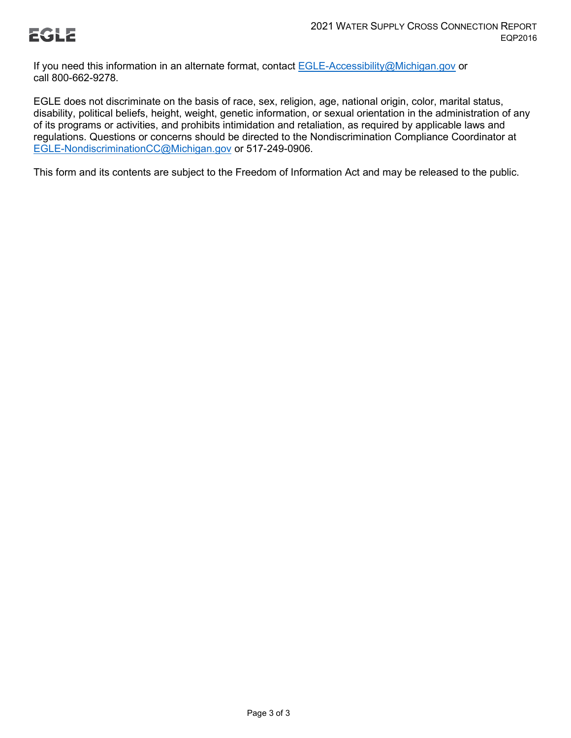If you need this information in an alternate format, contact EGLE-Accessibility@Michigan.gov or call 800-662-9278.

EGLE does not discriminate on the basis of race, sex, religion, age, national origin, color, marital status, disability, political beliefs, height, weight, genetic information, or sexual orientation in the administration of any of its programs or activities, and prohibits intimidation and retaliation, as required by applicable laws and regulations. Questions or concerns should be directed to the Nondiscrimination Compliance Coordinator at EGLE-NondiscriminationCC@Michigan.gov or 517-249-0906.

This form and its contents are subject to the Freedom of Information Act and may be released to the public.